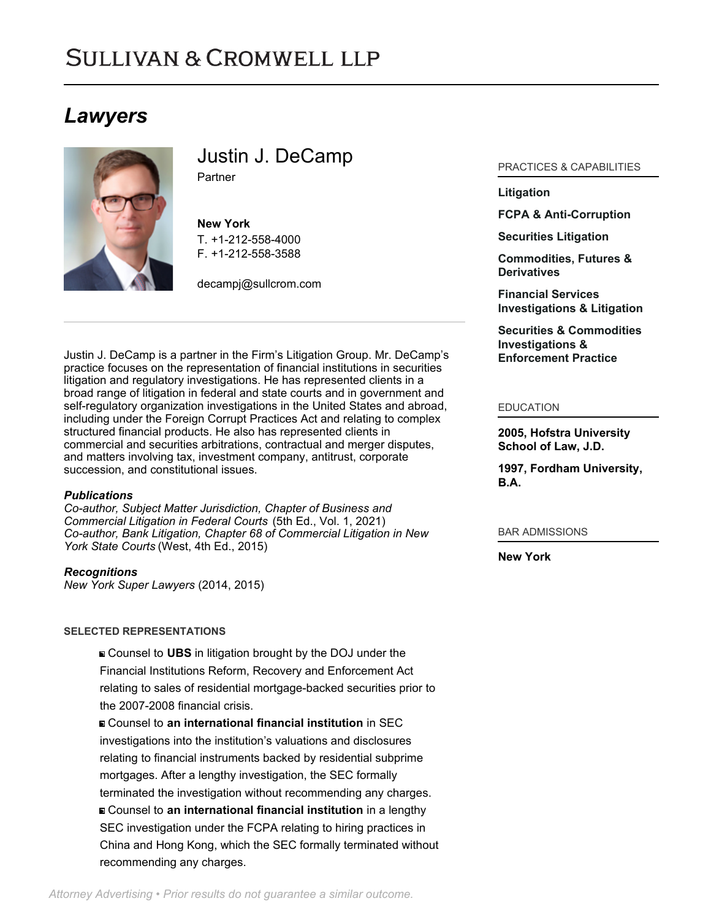# Sullivan & Cromwell LLP

## Lawyers

### Justin J. DeCamp

Partner

**New York**
T. +1-212-558-4000
F. +1-212-558-3588

decampj@sullcrom.com

Justin J. DeCamp is a partner in the Firm's Litigation Group. Mr. DeCamp's practice focuses on the representation of financial institutions in securities litigation and regulatory investigations. He has represented clients in a broad range of litigation in federal and state courts and in government and self-regulatory organization investigations in the United States and abroad, including under the Foreign Corrupt Practices Act and relating to complex structured financial products. He also has represented clients in commercial and securities arbitrations, contractual and merger disputes, and matters involving tax, investment company, antitrust, corporate succession, and constitutional issues.

***Publications***
*Co-author, Subject Matter Jurisdiction, Chapter of Business and Commercial Litigation in Federal Courts* (5th Ed., Vol. 1, 2021)
*Co-author, Bank Litigation, Chapter 68 of Commercial Litigation in New York State Courts* (West, 4th Ed., 2015)

***Recognitions***
*New York Super Lawyers* (2014, 2015)

#### SELECTED REPRESENTATIONS

- Counsel to **UBS** in litigation brought by the DOJ under the Financial Institutions Reform, Recovery and Enforcement Act relating to sales of residential mortgage-backed securities prior to the 2007-2008 financial crisis.
- Counsel to **an international financial institution** in SEC investigations into the institution's valuations and disclosures relating to financial instruments backed by residential subprime mortgages. After a lengthy investigation, the SEC formally terminated the investigation without recommending any charges.
- Counsel to **an international financial institution** in a lengthy SEC investigation under the FCPA relating to hiring practices in China and Hong Kong, which the SEC formally terminated without recommending any charges.

#### PRACTICES & CAPABILITIES

**Litigation**

**FCPA & Anti-Corruption**

**Securities Litigation**

**Commodities, Futures & Derivatives**

**Financial Services Investigations & Litigation**

**Securities & Commodities Investigations & Enforcement Practice**

#### EDUCATION

**2005, Hofstra University School of Law, J.D.**

**1997, Fordham University, B.A.**

#### BAR ADMISSIONS

**New York**

*Attorney Advertising • Prior results do not guarantee a similar outcome.*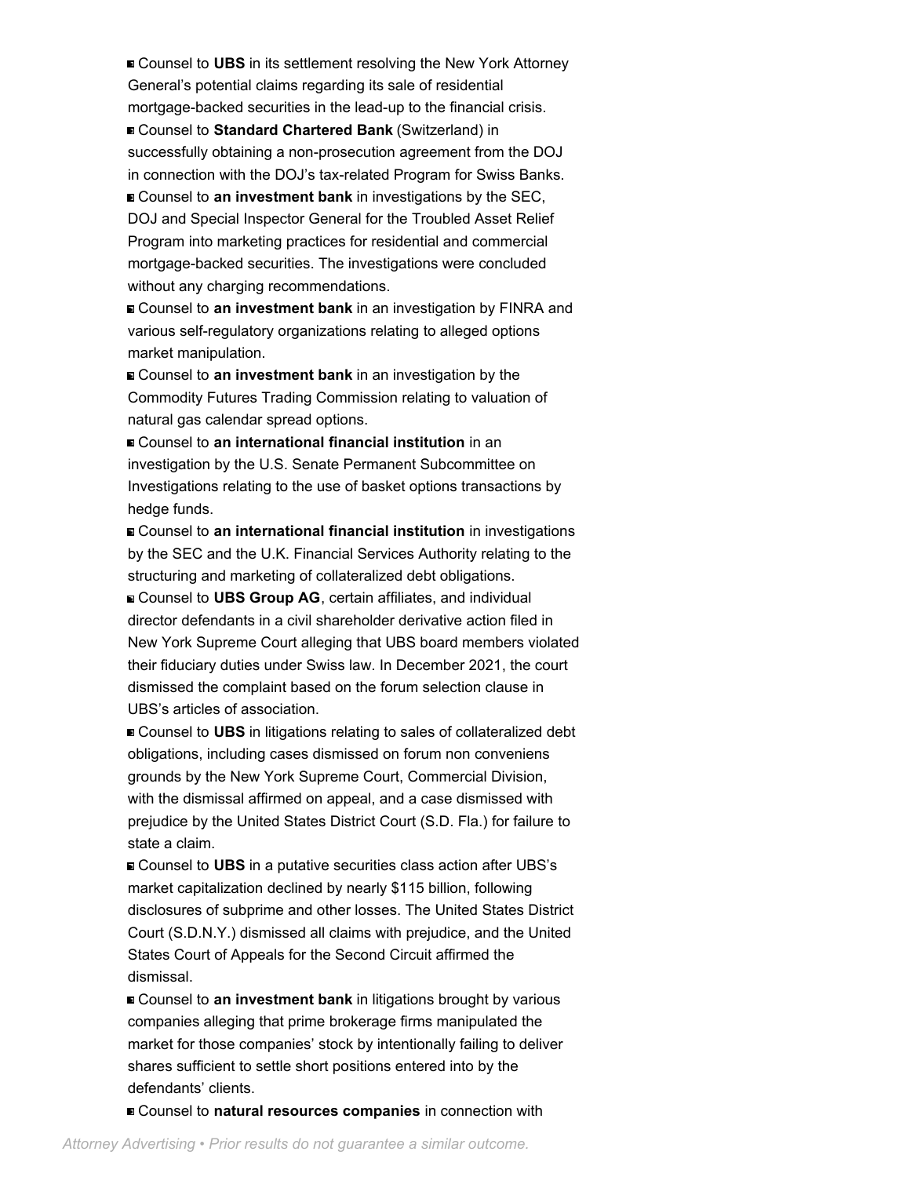- Counsel to **UBS** in its settlement resolving the New York Attorney General's potential claims regarding its sale of residential mortgage-backed securities in the lead-up to the financial crisis.
- Counsel to **Standard Chartered Bank** (Switzerland) in successfully obtaining a non-prosecution agreement from the DOJ in connection with the DOJ's tax-related Program for Swiss Banks.
- Counsel to **an investment bank** in investigations by the SEC, DOJ and Special Inspector General for the Troubled Asset Relief Program into marketing practices for residential and commercial mortgage-backed securities. The investigations were concluded without any charging recommendations.
- Counsel to **an investment bank** in an investigation by FINRA and various self-regulatory organizations relating to alleged options market manipulation.
- Counsel to **an investment bank** in an investigation by the Commodity Futures Trading Commission relating to valuation of natural gas calendar spread options.
- Counsel to **an international financial institution** in an investigation by the U.S. Senate Permanent Subcommittee on Investigations relating to the use of basket options transactions by hedge funds.
- Counsel to **an international financial institution** in investigations by the SEC and the U.K. Financial Services Authority relating to the structuring and marketing of collateralized debt obligations.
- Counsel to **UBS Group AG**, certain affiliates, and individual director defendants in a civil shareholder derivative action filed in New York Supreme Court alleging that UBS board members violated their fiduciary duties under Swiss law. In December 2021, the court dismissed the complaint based on the forum selection clause in UBS's articles of association.
- Counsel to **UBS** in litigations relating to sales of collateralized debt obligations, including cases dismissed on forum non conveniens grounds by the New York Supreme Court, Commercial Division, with the dismissal affirmed on appeal, and a case dismissed with prejudice by the United States District Court (S.D. Fla.) for failure to state a claim.
- Counsel to **UBS** in a putative securities class action after UBS's market capitalization declined by nearly $115 billion, following disclosures of subprime and other losses. The United States District Court (S.D.N.Y.) dismissed all claims with prejudice, and the United States Court of Appeals for the Second Circuit affirmed the dismissal.
- Counsel to **an investment bank** in litigations brought by various companies alleging that prime brokerage firms manipulated the market for those companies' stock by intentionally failing to deliver shares sufficient to settle short positions entered into by the defendants' clients.
- Counsel to **natural resources companies** in connection with

*Attorney Advertising • Prior results do not guarantee a similar outcome.*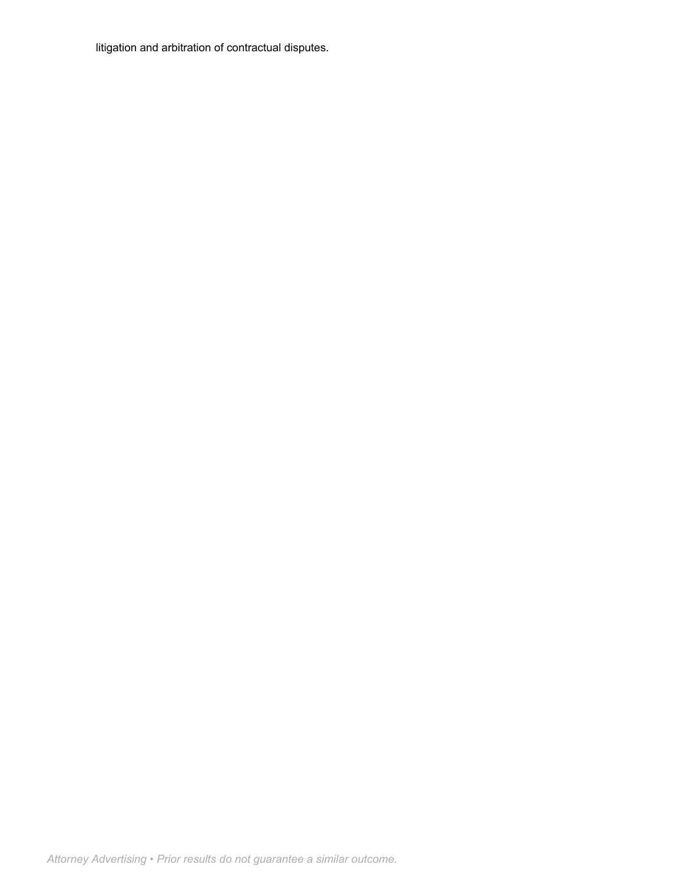litigation and arbitration of contractual disputes.